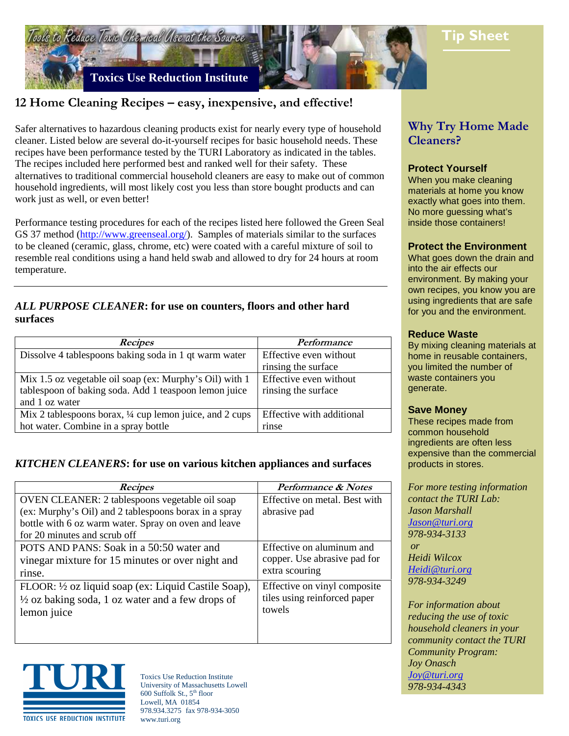Tools to Reduce Toxic Chemical Use at the Source

**Toxics Use Reduction Institute**

**Tip Sheet**

# 12 Home Cleaning Recipes – easy, inexpensive, and effective!

Safer alternatives to hazardous cleaning products exist for nearly every type of household cleaner. Listed below are several do-it-yourself recipes for basic household needs. These recipes have been performance tested by the TURI Laboratory as indicated in the tables. The recipes included here performed best and ranked well for their safety. These alternatives to traditional commercial household cleaners are easy to make out of common household ingredients, will most likely cost you less than store bought products and can work just as well, or even better!

Performance testing procedures for each of the recipes listed here followed the Green Seal GS 37 method (http://www.greenseal.org/). Samples of materials similar to the surfaces to be cleaned (ceramic, glass, chrome, etc) were coated with a careful mixture of soil to resemble real conditions using a hand held swab and allowed to dry for 24 hours at room temperature.

---

### *ALL PURPOSE CLEANER*: for use on counters, floors and other hard surfaces

| *Recipes* | *Performance* |
|---|---|
| Dissolve 4 tablespoons baking soda in 1 qt warm water | Effective even without rinsing the surface |
| Mix 1.5 oz vegetable oil soap (ex: Murphy's Oil) with 1 tablespoon of baking soda. Add 1 teaspoon lemon juice and 1 oz water | Effective even without rinsing the surface |
| Mix 2 tablespoons borax, ¼ cup lemon juice, and 2 cups hot water. Combine in a spray bottle | Effective with additional rinse |

### *KITCHEN CLEANERS*: for use on various kitchen appliances and surfaces

| *Recipes* | *Performance & Notes* |
|---|---|
| OVEN CLEANER: 2 tablespoons vegetable oil soap (ex: Murphy's Oil) and 2 tablespoons borax in a spray bottle with 6 oz warm water. Spray on oven and leave for 20 minutes and scrub off | Effective on metal. Best with abrasive pad |
| POTS AND PANS: Soak in a 50:50 water and vinegar mixture for 15 minutes or over night and rinse. | Effective on aluminum and copper. Use abrasive pad for extra scouring |
| FLOOR: ½ oz liquid soap (ex: Liquid Castile Soap), ½ oz baking soda, 1 oz water and a few drops of lemon juice | Effective on vinyl composite tiles using reinforced paper towels |

TURI
TOXICS USE REDUCTION INSTITUTE

Toxics Use Reduction Institute
University of Massachusetts Lowell
600 Suffolk St., 5th floor
Lowell, MA 01854
978.934.3275 fax 978-934-3050
www.turi.org

## Why Try Home Made Cleaners?

**Protect Yourself**
When you make cleaning materials at home you know exactly what goes into them. No more guessing what's inside those containers!

**Protect the Environment**
What goes down the drain and into the air effects our environment. By making your own recipes, you know you are using ingredients that are safe for you and the environment.

**Reduce Waste**
By mixing cleaning materials at home in reusable containers, you limited the number of waste containers you generate.

**Save Money**
These recipes made from common household ingredients are often less expensive than the commercial products in stores.

*For more testing information contact the TURI Lab:*
*Jason Marshall*
*Jason@turi.org*
*978-934-3133*
*or*
*Heidi Wilcox*
*Heidi@turi.org*
*978-934-3249*

*For information about reducing the use of toxic household cleaners in your community contact the TURI Community Program:*
*Joy Onasch*
*Joy@turi.org*
*978-934-4343*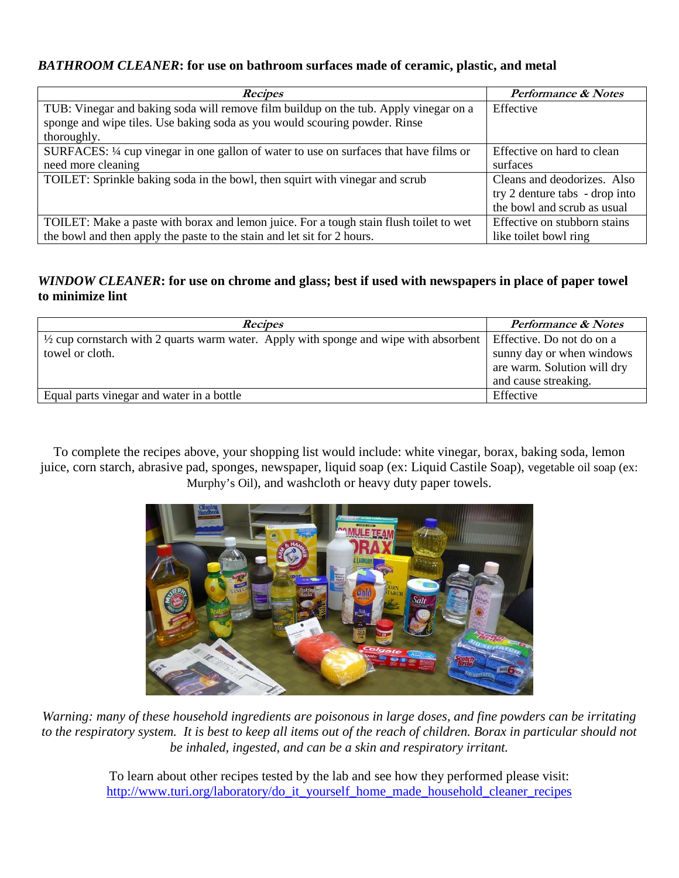***BATHROOM CLEANER*: for use on bathroom surfaces made of ceramic, plastic, and metal**

| *Recipes* | *Performance & Notes* |
|---|---|
| TUB: Vinegar and baking soda will remove film buildup on the tub. Apply vinegar on a sponge and wipe tiles. Use baking soda as you would scouring powder. Rinse thoroughly. | Effective |
| SURFACES: ¼ cup vinegar in one gallon of water to use on surfaces that have films or need more cleaning | Effective on hard to clean surfaces |
| TOILET: Sprinkle baking soda in the bowl, then squirt with vinegar and scrub | Cleans and deodorizes. Also try 2 denture tabs - drop into the bowl and scrub as usual |
| TOILET: Make a paste with borax and lemon juice. For a tough stain flush toilet to wet the bowl and then apply the paste to the stain and let sit for 2 hours. | Effective on stubborn stains like toilet bowl ring |

***WINDOW CLEANER*: for use on chrome and glass; best if used with newspapers in place of paper towel to minimize lint**

| *Recipes* | *Performance & Notes* |
|---|---|
| ½ cup cornstarch with 2 quarts warm water. Apply with sponge and wipe with absorbent towel or cloth. | Effective. Do not do on a sunny day or when windows are warm. Solution will dry and cause streaking. |
| Equal parts vinegar and water in a bottle | Effective |

To complete the recipes above, your shopping list would include: white vinegar, borax, baking soda, lemon juice, corn starch, abrasive pad, sponges, newspaper, liquid soap (ex: Liquid Castile Soap), vegetable oil soap (ex: Murphy's Oil), and washcloth or heavy duty paper towels.

*Warning: many of these household ingredients are poisonous in large doses, and fine powders can be irritating to the respiratory system. It is best to keep all items out of the reach of children. Borax in particular should not be inhaled, ingested, and can be a skin and respiratory irritant.*

To learn about other recipes tested by the lab and see how they performed please visit: http://www.turi.org/laboratory/do_it_yourself_home_made_household_cleaner_recipes